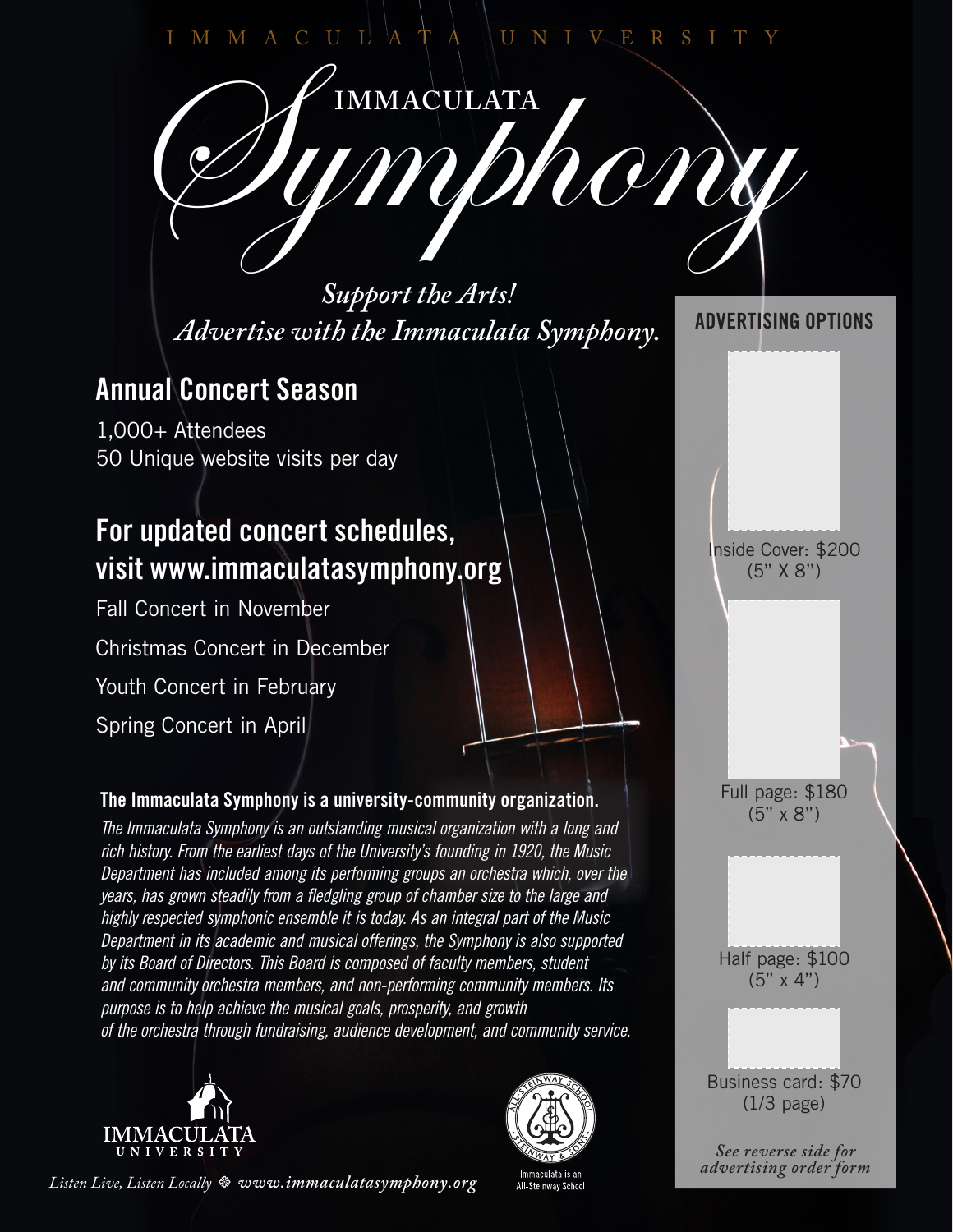IMMACULATA UNIVERSITY

# IMMACULATA *Symphony*

*Support the Arts!*
*Advertise with the Immaculata Symphony.*

## Annual Concert Season

1,000+ Attendees
50 Unique website visits per day

## For updated concert schedules, visit www.immaculatasymphony.org

Fall Concert in November

Christmas Concert in December

Youth Concert in February

Spring Concert in April

### The Immaculata Symphony is a university-community organization.

*The Immaculata Symphony is an outstanding musical organization with a long and rich history. From the earliest days of the University's founding in 1920, the Music Department has included among its performing groups an orchestra which, over the years, has grown steadily from a fledgling group of chamber size to the large and highly respected symphonic ensemble it is today. As an integral part of the Music Department in its academic and musical offerings, the Symphony is also supported by its Board of Directors. This Board is composed of faculty members, student and community orchestra members, and non-performing community members. Its purpose is to help achieve the musical goals, prosperity, and growth of the orchestra through fundraising, audience development, and community service.*

IMMACULATA UNIVERSITY

Immaculata is an All-Steinway School

*Listen Live, Listen Locally* ❖ *www.immaculatasymphony.org*

### ADVERTISING OPTIONS

Inside Cover: $200
(5" X 8")

Full page: $180
(5" x 8")

Half page: $100
(5" x 4")

Business card: $70
(1/3 page)

*See reverse side for advertising order form*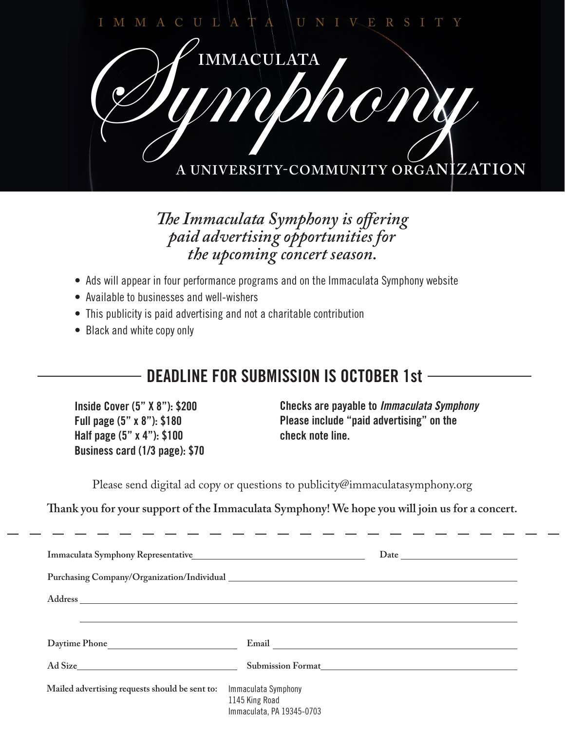IMMACULATA UNIVERSITY

# IMMACULATA Symphony

A UNIVERSITY-COMMUNITY ORGANIZATION

*The Immaculata Symphony is offering paid advertising opportunities for the upcoming concert season.*

- Ads will appear in four performance programs and on the Immaculata Symphony website
- Available to businesses and well-wishers
- This publicity is paid advertising and not a charitable contribution
- Black and white copy only

## DEADLINE FOR SUBMISSION IS OCTOBER 1st

**Inside Cover (5" X 8"): $200**
**Full page (5" x 8"): $180**
**Half page (5" x 4"): $100**
**Business card (1/3 page): $70**

**Checks are payable to *Immaculata Symphony***
**Please include "paid advertising" on the check note line.**

Please send digital ad copy or questions to publicity@immaculatasymphony.org

**Thank you for your support of the Immaculata Symphony! We hope you will join us for a concert.**

---

Immaculata Symphony Representative________________________ Date ____________

Purchasing Company/Organization/Individual ________________________________

Address ________________________________________________________________

________________________________________________________________________

Daytime Phone ____________________ Email ____________________________

Ad Size ____________________ Submission Format ____________________________

Mailed advertising requests should be sent to: Immaculata Symphony
1145 King Road
Immaculata, PA 19345-0703